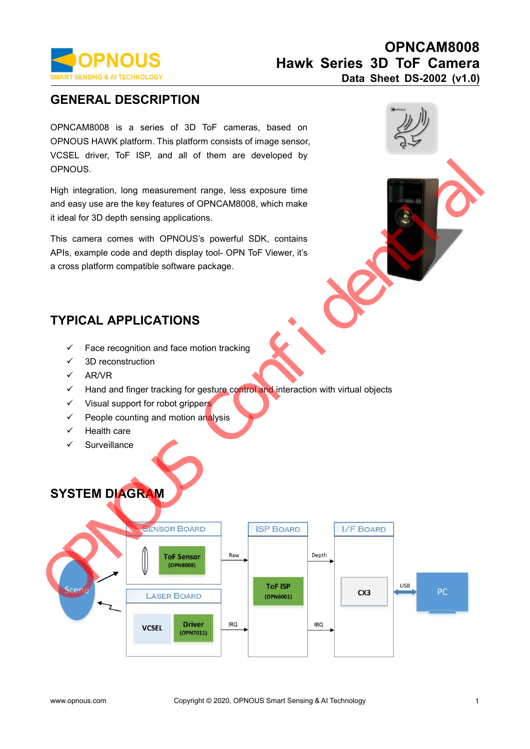**OPNCAM8008**
**Hawk Series 3D ToF Camera**
**Data Sheet DS-2002 (v1.0)**

## GENERAL DESCRIPTION

OPNCAM8008 is a series of 3D ToF cameras, based on OPNOUS HAWK platform. This platform consists of image sensor, VCSEL driver, ToF ISP, and all of them are developed by OPNOUS.

High integration, long measurement range, less exposure time and easy use are the key features of OPNCAM8008, which make it ideal for 3D depth sensing applications.

This camera comes with OPNOUS's powerful SDK, contains APIs, example code and depth display tool- OPN ToF Viewer, it's a cross platform compatible software package.

## TYPICAL APPLICATIONS

- ✓ Face recognition and face motion tracking
- ✓ 3D reconstruction
- ✓ AR/VR
- ✓ Hand and finger tracking for gesture control and interaction with virtual objects
- ✓ Visual support for robot grippers
- ✓ People counting and motion analysis
- ✓ Health care
- ✓ Surveillance

## SYSTEM DIAGRAM

Scene
SENSOR BOARD: ToF Sensor (OPN8008)
LASER BOARD: VCSEL, Driver (OPN7011)
Raw, IRQ
ISP BOARD: ToF ISP (OPN6001)
Depth, IRQ
I/F BOARD: CX3
USB
PC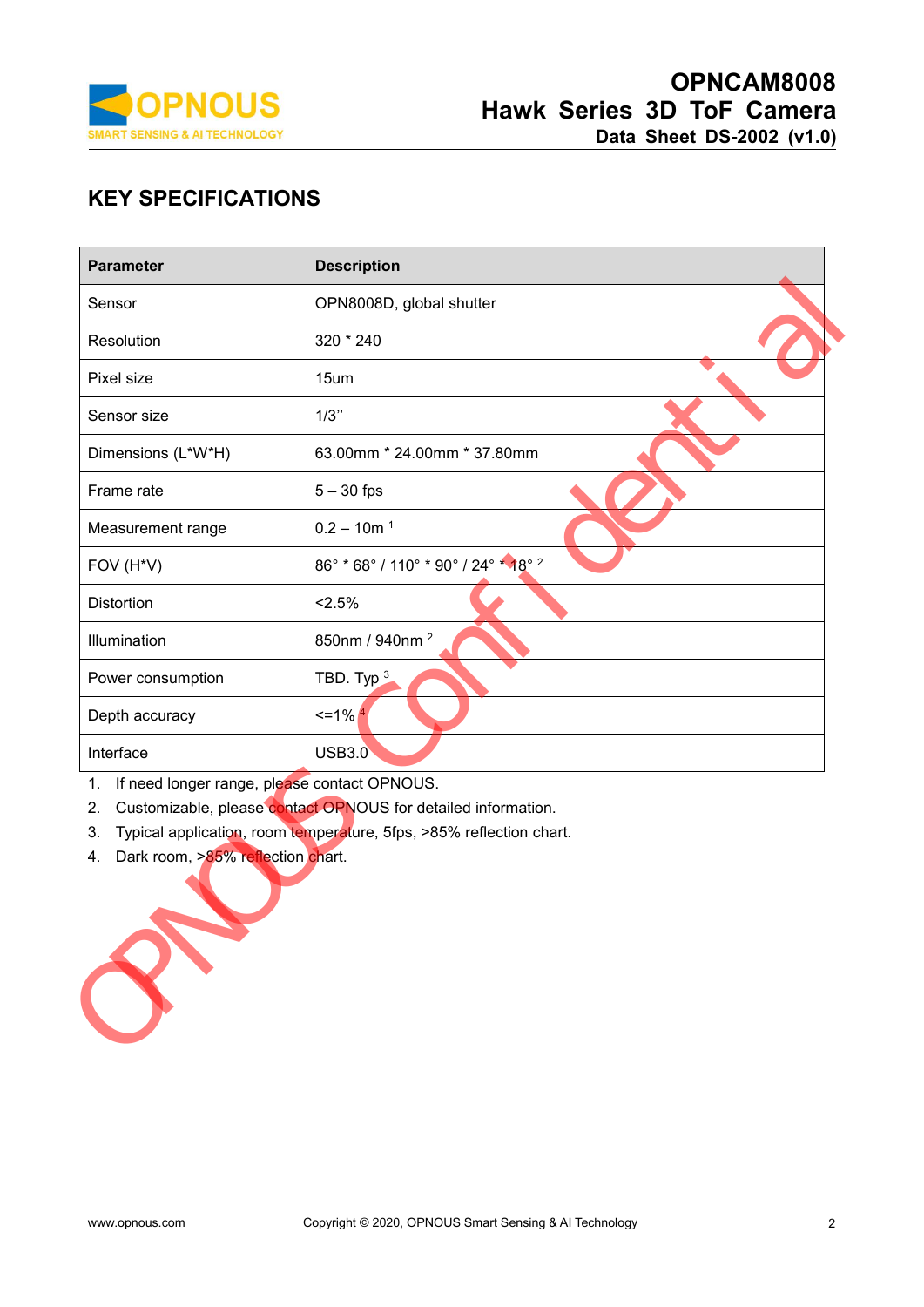## KEY SPECIFICATIONS

| Parameter | Description |
|---|---|
| Sensor | OPN8008D, global shutter |
| Resolution | 320 * 240 |
| Pixel size | 15um |
| Sensor size | 1/3'' |
| Dimensions (L*W*H) | 63.00mm * 24.00mm * 37.80mm |
| Frame rate | 5 – 30 fps |
| Measurement range | 0.2 – 10m [1] |
| FOV (H*V) | 86° * 68° / 110° * 90° / 24° * 18° [2] |
| Distortion | <2.5% |
| Illumination | 850nm / 940nm [2] |
| Power consumption | TBD. Typ [3] |
| Depth accuracy | <=1% [4] |
| Interface | USB3.0 |

1. If need longer range, please contact OPNOUS.
2. Customizable, please contact OPNOUS for detailed information.
3. Typical application, room temperature, 5fps, >85% reflection chart.
4. Dark room, >85% reflection chart.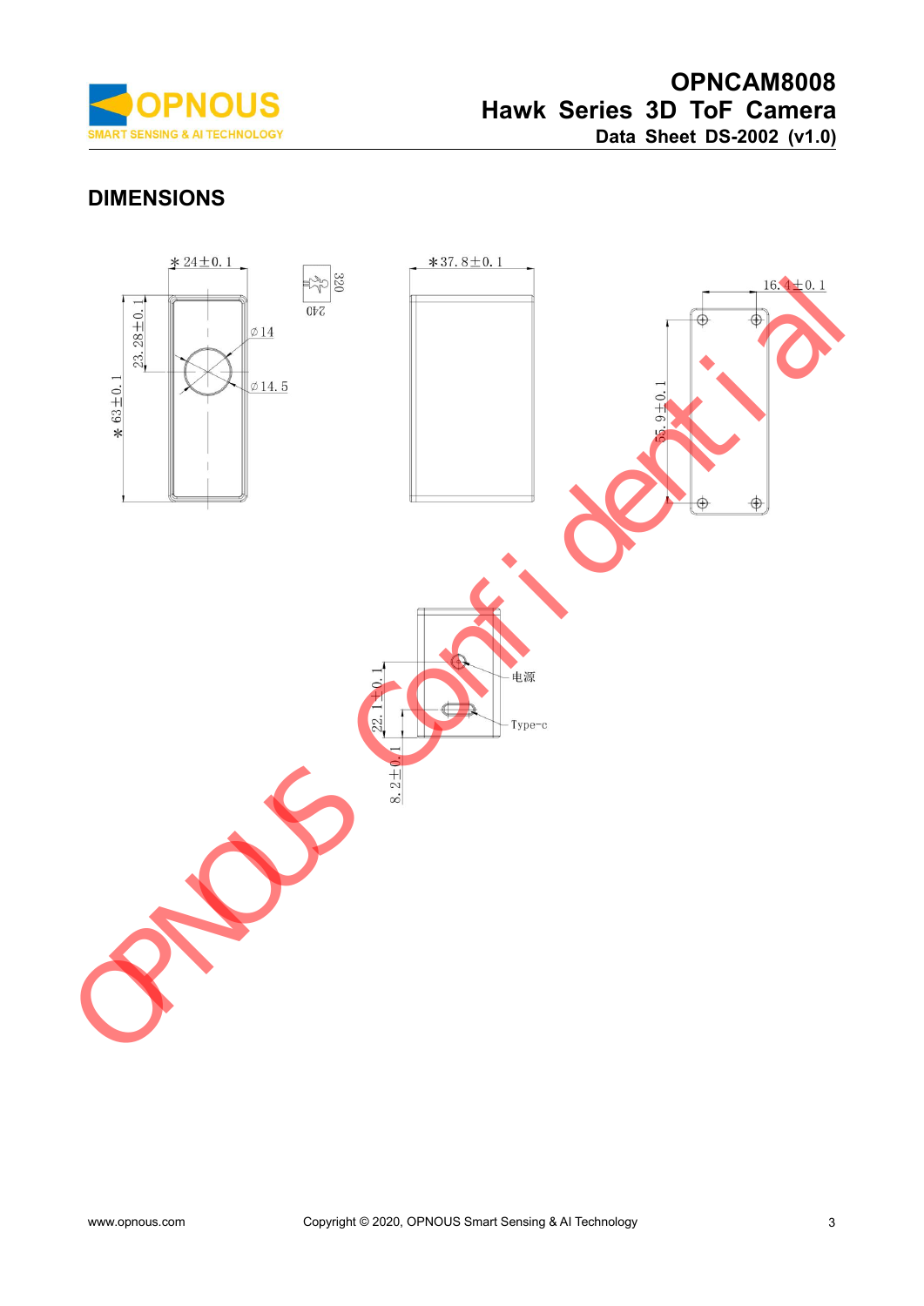## DIMENSIONS

*24±0.1

23.28±0.1

*63±0.1

∅14

∅14.5

320

240

*37.8±0.1

16.4±0.1

55.9±0.1

22.1±0.1

8.2±0.1

电源

Type-c

OPNOUS Confidential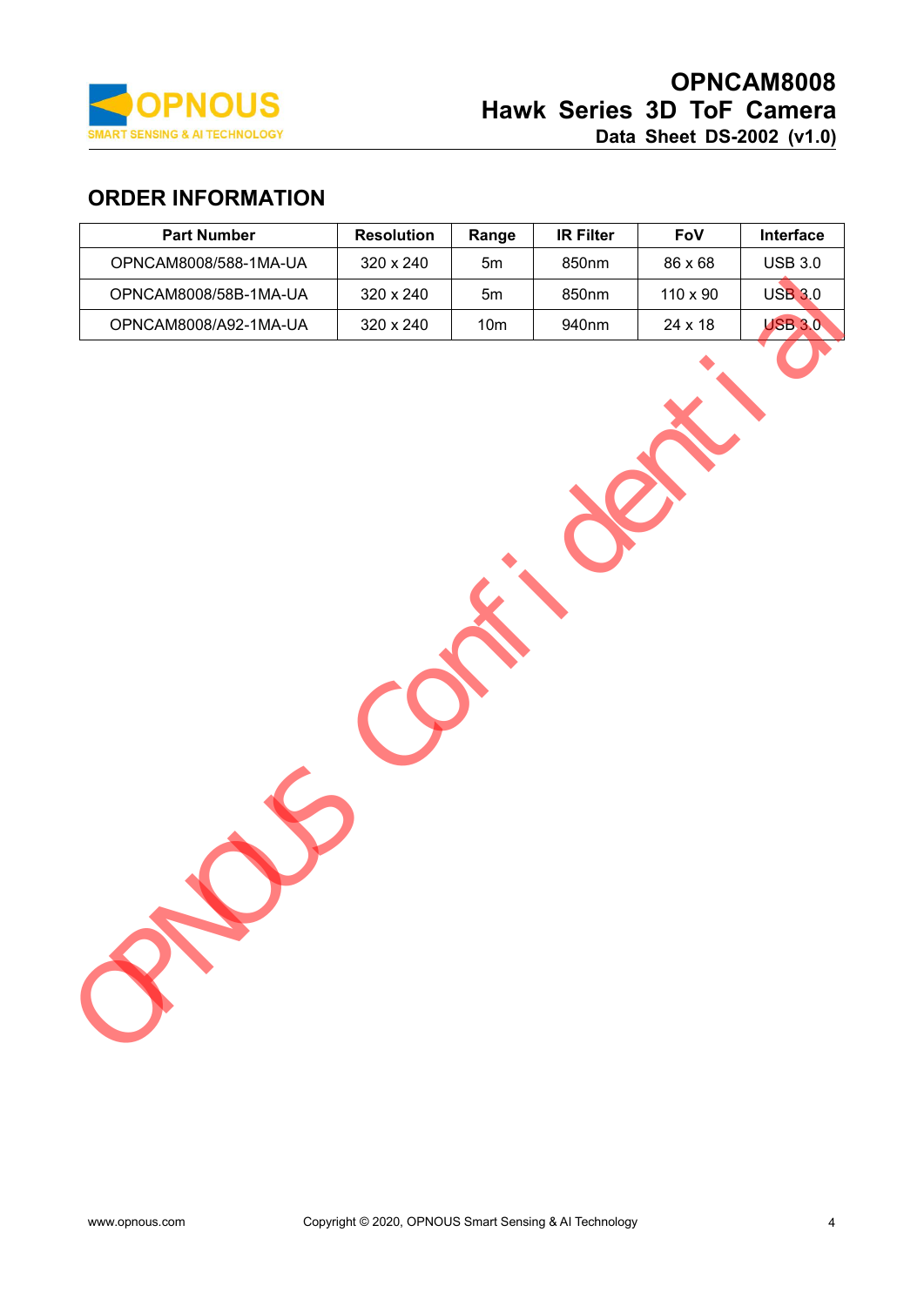## ORDER INFORMATION

| Part Number | Resolution | Range | IR Filter | FoV | Interface |
|---|---|---|---|---|---|
| OPNCAM8008/588-1MA-UA | 320 x 240 | 5m | 850nm | 86 x 68 | USB 3.0 |
| OPNCAM8008/58B-1MA-UA | 320 x 240 | 5m | 850nm | 110 x 90 | USB 3.0 |
| OPNCAM8008/A92-1MA-UA | 320 x 240 | 10m | 940nm | 24 x 18 | USB 3.0 |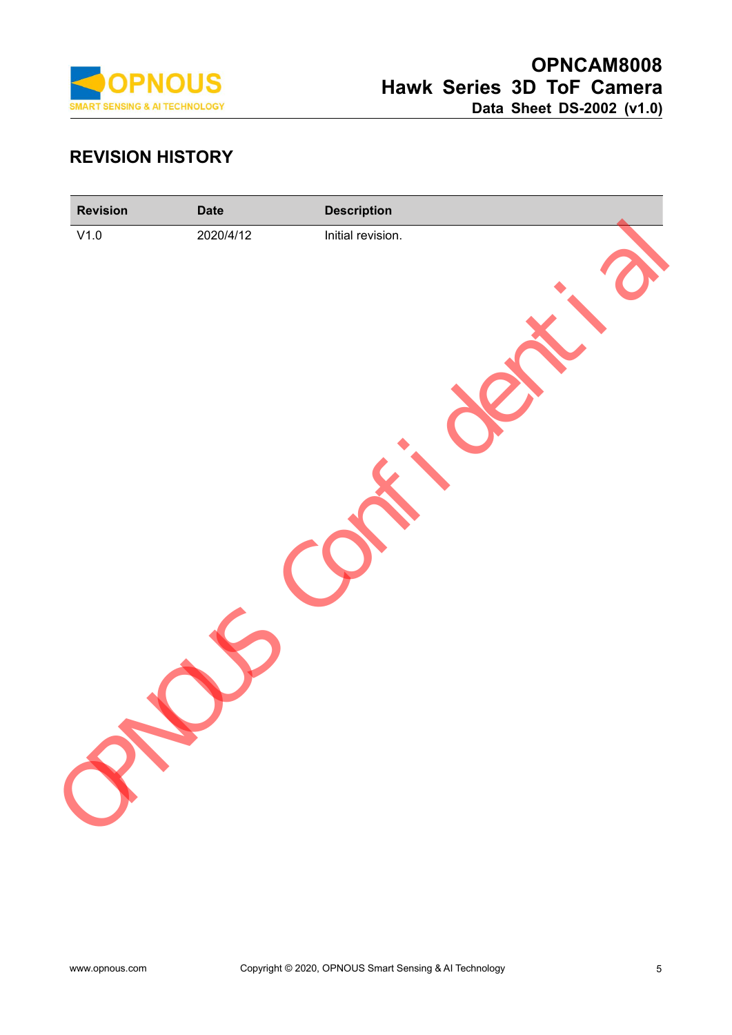## REVISION HISTORY

| Revision | Date | Description |
|---|---|---|
| V1.0 | 2020/4/12 | Initial revision. |